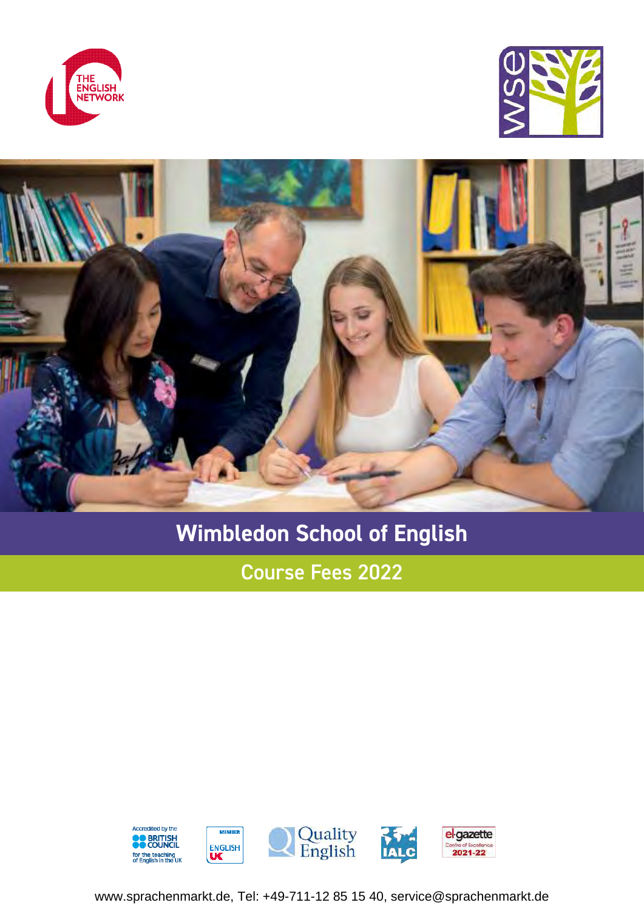# Wimbledon School of English

## Course Fees 2022

www.sprachenmarkt.de, Tel: +49-711-12 85 15 40, service@sprachenmarkt.de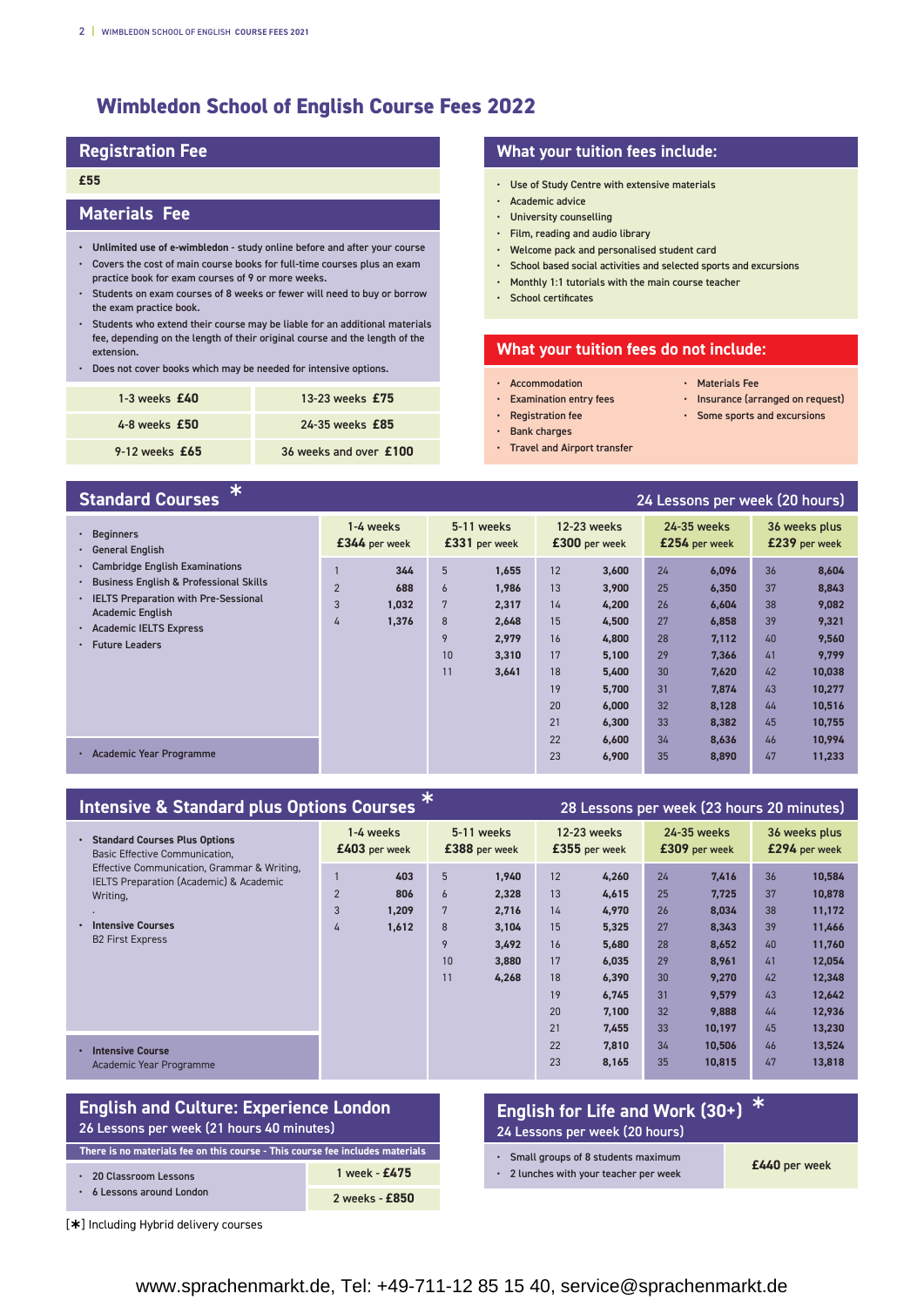# Wimbledon School of English Course Fees 2022

## Registration Fee

**£55**

## Materials Fee

- **Unlimited use of e-wimbledon** - study online before and after your course
- Covers the cost of main course books for full-time courses plus an exam practice book for exam courses of 9 or more weeks.
- Students on exam courses of 8 weeks or fewer will need to buy or borrow the exam practice book.
- Students who extend their course may be liable for an additional materials fee, depending on the length of their original course and the length of the extension.
- Does not cover books which may be needed for intensive options.

| | |
|---|---|
| 1-3 weeks **£40** | 13-23 weeks **£75** |
| 4-8 weeks **£50** | 24-35 weeks **£85** |
| 9-12 weeks **£65** | 36 weeks and over **£100** |

## What your tuition fees include:

- Use of Study Centre with extensive materials
- Academic advice
- University counselling
- Film, reading and audio library
- Welcome pack and personalised student card
- School based social activities and selected sports and excursions
- Monthly 1:1 tutorials with the main course teacher
- School certificates

## What your tuition fees do not include:

- Accommodation
- Examination entry fees
- Registration fee
- Bank charges
- Travel and Airport transfer
- Materials Fee
- Insurance (arranged on request)
- Some sports and excursions

## Standard Courses *

24 Lessons per week (20 hours)

- Beginners
- General English
- Cambridge English Examinations
- Business English & Professional Skills
- IELTS Preparation with Pre-Sessional Academic English
- Academic IELTS Express
- Future Leaders
- Academic Year Programme

| 1-4 weeks **£344** per week | | 5-11 weeks **£331** per week | | 12-23 weeks **£300** per week | | 24-35 weeks **£254** per week | | 36 weeks plus **£239** per week | |
|---|---|---|---|---|---|---|---|---|---|
| 1 | **344** | 5 | **1,655** | 12 | **3,600** | 24 | **6,096** | 36 | **8,604** |
| 2 | **688** | 6 | **1,986** | 13 | **3,900** | 25 | **6,350** | 37 | **8,843** |
| 3 | **1,032** | 7 | **2,317** | 14 | **4,200** | 26 | **6,604** | 38 | **9,082** |
| 4 | **1,376** | 8 | **2,648** | 15 | **4,500** | 27 | **6,858** | 39 | **9,321** |
| | | 9 | **2,979** | 16 | **4,800** | 28 | **7,112** | 40 | **9,560** |
| | | 10 | **3,310** | 17 | **5,100** | 29 | **7,366** | 41 | **9,799** |
| | | 11 | **3,641** | 18 | **5,400** | 30 | **7,620** | 42 | **10,038** |
| | | | | 19 | **5,700** | 31 | **7,874** | 43 | **10,277** |
| | | | | 20 | **6,000** | 32 | **8,128** | 44 | **10,516** |
| | | | | 21 | **6,300** | 33 | **8,382** | 45 | **10,755** |
| | | | | 22 | **6,600** | 34 | **8,636** | 46 | **10,994** |
| | | | | 23 | **6,900** | 35 | **8,890** | 47 | **11,233** |

## Intensive & Standard plus Options Courses *

28 Lessons per week (23 hours 20 minutes)

- **Standard Courses Plus Options**
  Basic Effective Communication, Effective Communication, Grammar & Writing, IELTS Preparation (Academic) & Academic Writing,
  .
- **Intensive Courses**
  B2 First Express
- **Intensive Course**
  Academic Year Programme

| 1-4 weeks **£403** per week | | 5-11 weeks **£388** per week | | 12-23 weeks **£355** per week | | 24-35 weeks **£309** per week | | 36 weeks plus **£294** per week | |
|---|---|---|---|---|---|---|---|---|---|
| 1 | **403** | 5 | **1,940** | 12 | **4,260** | 24 | **7,416** | 36 | **10,584** |
| 2 | **806** | 6 | **2,328** | 13 | **4,615** | 25 | **7,725** | 37 | **10,878** |
| 3 | **1,209** | 7 | **2,716** | 14 | **4,970** | 26 | **8,034** | 38 | **11,172** |
| 4 | **1,612** | 8 | **3,104** | 15 | **5,325** | 27 | **8,343** | 39 | **11,466** |
| | | 9 | **3,492** | 16 | **5,680** | 28 | **8,652** | 40 | **11,760** |
| | | 10 | **3,880** | 17 | **6,035** | 29 | **8,961** | 41 | **12,054** |
| | | 11 | **4,268** | 18 | **6,390** | 30 | **9,270** | 42 | **12,348** |
| | | | | 19 | **6,745** | 31 | **9,579** | 43 | **12,642** |
| | | | | 20 | **7,100** | 32 | **9,888** | 44 | **12,936** |
| | | | | 21 | **7,455** | 33 | **10,197** | 45 | **13,230** |
| | | | | 22 | **7,810** | 34 | **10,506** | 46 | **13,524** |
| | | | | 23 | **8,165** | 35 | **10,815** | 47 | **13,818** |

## English and Culture: Experience London

26 Lessons per week (21 hours 40 minutes)

**There is no materials fee on this course - This course fee includes materials**

- 20 Classroom Lessons
- 6 Lessons around London

| | |
|---|---|
| 1 week | **£475** |
| 2 weeks | **£850** |

## English for Life and Work (30+) *

24 Lessons per week (20 hours)

- Small groups of 8 students maximum
- 2 lunches with your teacher per week

**£440** per week

[*] Including Hybrid delivery courses

www.sprachenmarkt.de, Tel: +49-711-12 85 15 40, service@sprachenmarkt.de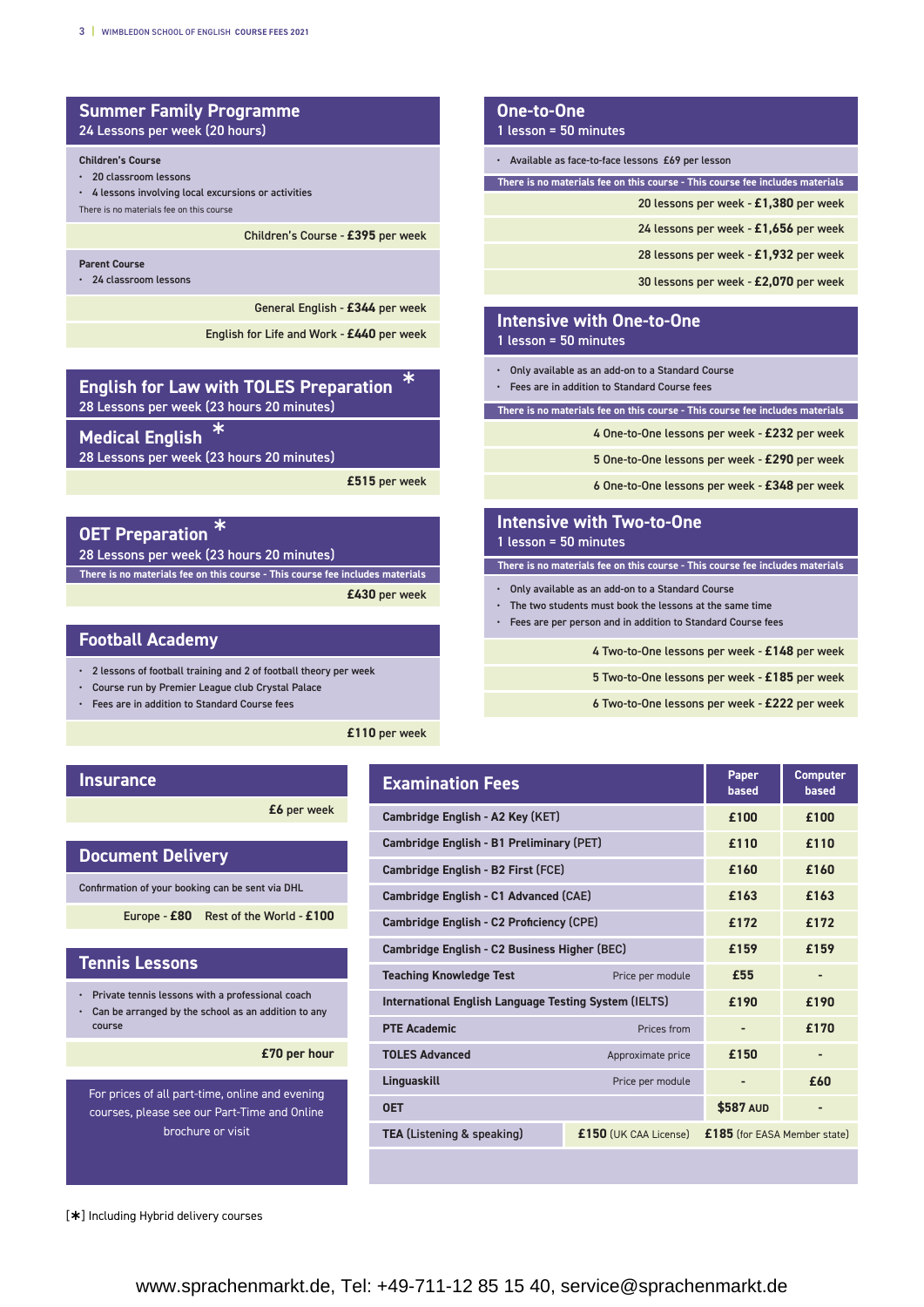## Summer Family Programme
24 Lessons per week (20 hours)

**Children's Course**

- 20 classroom lessons
- 4 lessons involving local excursions or activities

There is no materials fee on this course

Children's Course - **£395** per week

**Parent Course**

- 24 classroom lessons

General English - **£344** per week

English for Life and Work - **£440** per week

## English for Law with TOLES Preparation *
28 Lessons per week (23 hours 20 minutes)

## Medical English *
28 Lessons per week (23 hours 20 minutes)

**£515** per week

## OET Preparation *
28 Lessons per week (23 hours 20 minutes)

**There is no materials fee on this course - This course fee includes materials**

**£430** per week

## Football Academy

- 2 lessons of football training and 2 of football theory per week
- Course run by Premier League club Crystal Palace
- Fees are in addition to Standard Course fees

**£110** per week

## One-to-One
1 lesson = 50 minutes

- Available as face-to-face lessons £69 per lesson

**There is no materials fee on this course - This course fee includes materials**

20 lessons per week - **£1,380** per week

24 lessons per week - **£1,656** per week

28 lessons per week - **£1,932** per week

30 lessons per week - **£2,070** per week

## Intensive with One-to-One
1 lesson = 50 minutes

- Only available as an add-on to a Standard Course
- Fees are in addition to Standard Course fees

**There is no materials fee on this course - This course fee includes materials**

4 One-to-One lessons per week - **£232** per week

5 One-to-One lessons per week - **£290** per week

6 One-to-One lessons per week - **£348** per week

## Intensive with Two-to-One
1 lesson = 50 minutes

**There is no materials fee on this course - This course fee includes materials**

- Only available as an add-on to a Standard Course
- The two students must book the lessons at the same time
- Fees are per person and in addition to Standard Course fees

4 Two-to-One lessons per week - **£148** per week

5 Two-to-One lessons per week - **£185** per week

6 Two-to-One lessons per week - **£222** per week

## Insurance

**£6** per week

## Document Delivery

Confirmation of your booking can be sent via DHL

Europe - **£80** Rest of the World - **£100**

## Tennis Lessons

- Private tennis lessons with a professional coach
- Can be arranged by the school as an addition to any course

**£70 per hour**

For prices of all part-time, online and evening courses, please see our Part-Time and Online brochure or visit

## Examination Fees

| Examination | | Paper based | Computer based |
|---|---|---|---|
| Cambridge English - A2 Key (KET) | | £100 | £100 |
| Cambridge English - B1 Preliminary (PET) | | £110 | £110 |
| Cambridge English - B2 First (FCE) | | £160 | £160 |
| Cambridge English - C1 Advanced (CAE) | | £163 | £163 |
| Cambridge English - C2 Proficiency (CPE) | | £172 | £172 |
| Cambridge English - C2 Business Higher (BEC) | | £159 | £159 |
| Teaching Knowledge Test | Price per module | £55 | - |
| International English Language Testing System (IELTS) | | £190 | £190 |
| PTE Academic | Prices from | - | £170 |
| TOLES Advanced | Approximate price | £150 | - |
| Linguaskill | Price per module | - | £60 |
| OET | | $587 AUD | - |
| TEA (Listening & speaking) | £150 (UK CAA License) | £185 (for EASA Member state) | |

[*] Including Hybrid delivery courses

www.sprachenmarkt.de, Tel: +49-711-12 85 15 40, service@sprachenmarkt.de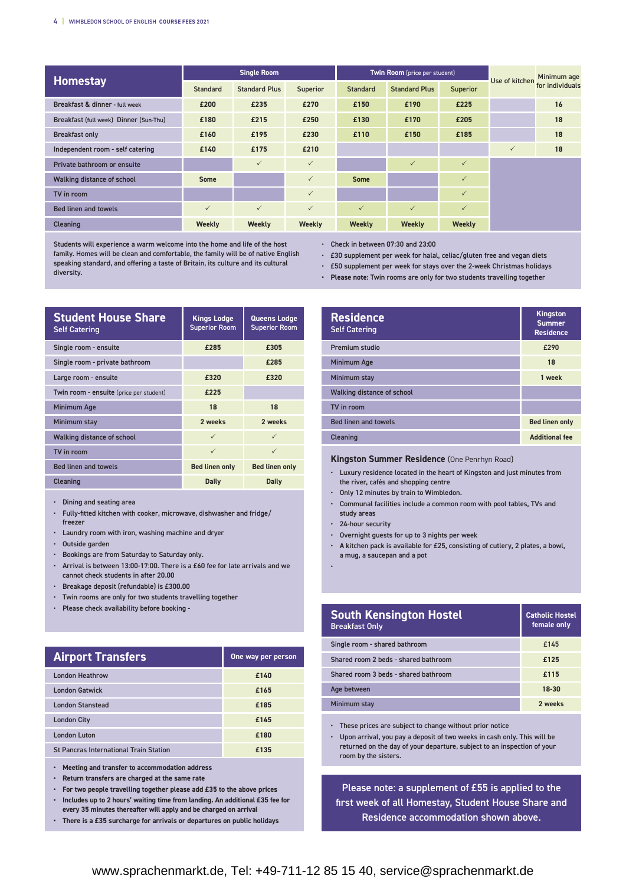## Homestay

| Homestay | Single Room | | | Twin Room (price per student) | | | Use of kitchen | Minimum age for individuals |
|---|---|---|---|---|---|---|---|---|
| | Standard | Standard Plus | Superior | Standard | Standard Plus | Superior | | |
| Breakfast & dinner - full week | £200 | £235 | £270 | £150 | £190 | £225 | | 16 |
| Breakfast (full week) Dinner (Sun-Thu) | £180 | £215 | £250 | £130 | £170 | £205 | | 18 |
| Breakfast only | £160 | £195 | £230 | £110 | £150 | £185 | | 18 |
| Independent room - self catering | £140 | £175 | £210 | | | | ✓ | 18 |
| Private bathroom or ensuite | | ✓ | ✓ | | ✓ | ✓ | | |
| Walking distance of school | Some | | ✓ | Some | | ✓ | | |
| TV in room | | | ✓ | | | ✓ | | |
| Bed linen and towels | ✓ | ✓ | ✓ | ✓ | ✓ | ✓ | | |
| Cleaning | Weekly | Weekly | Weekly | Weekly | Weekly | Weekly | | |

Students will experience a warm welcome into the home and life of the host family. Homes will be clean and comfortable, the family will be of native English speaking standard, and offering a taste of Britain, its culture and its cultural diversity.

- Check in between 07:30 and 23:00
- £30 supplement per week for halal, celiac/gluten free and vegan diets
- £50 supplement per week for stays over the 2-week Christmas holidays
- **Please note:** Twin rooms are only for two students travelling together

## Student House Share
Self Catering

| Student House Share | Kings Lodge Superior Room | Queens Lodge Superior Room |
|---|---|---|
| Single room - ensuite | £285 | £305 |
| Single room - private bathroom | | £285 |
| Large room - ensuite | £320 | £320 |
| Twin room - ensuite (price per student) | £225 | |
| Minimum Age | 18 | 18 |
| Minimum stay | 2 weeks | 2 weeks |
| Walking distance of school | ✓ | ✓ |
| TV in room | ✓ | ✓ |
| Bed linen and towels | Bed linen only | Bed linen only |
| Cleaning | Daily | Daily |

- Dining and seating area
- Fully-fitted kitchen with cooker, microwave, dishwasher and fridge/freezer
- Laundry room with iron, washing machine and dryer
- Outside garden
- Bookings are from Saturday to Saturday only.
- Arrival is between 13:00-17:00. There is a £60 fee for late arrivals and we cannot check students in after 20.00
- Breakage deposit (refundable) is £300.00
- Twin rooms are only for two students travelling together
- Please check availability before booking -

## Residence
Self Catering

| Residence | Kingston Summer Residence |
|---|---|
| Premium studio | £290 |
| Minimum Age | 18 |
| Minimum stay | 1 week |
| Walking distance of school | |
| TV in room | |
| Bed linen and towels | Bed linen only |
| Cleaning | Additional fee |

### Kingston Summer Residence (One Penrhyn Road)

- Luxury residence located in the heart of Kingston and just minutes from the river, cafés and shopping centre
- Only 12 minutes by train to Wimbledon.
- Communal facilities include a common room with pool tables, TVs and study areas
- 24-hour security
- Overnight guests for up to 3 nights per week
- A kitchen pack is available for £25, consisting of cutlery, 2 plates, a bowl, a mug, a saucepan and a pot

## Airport Transfers

| Airport Transfers | One way per person |
|---|---|
| London Heathrow | £140 |
| London Gatwick | £165 |
| London Stanstead | £185 |
| London City | £145 |
| London Luton | £180 |
| St Pancras International Train Station | £135 |

- **Meeting and transfer to accommodation address**
- **Return transfers are charged at the same rate**
- **For two people travelling together please add £35 to the above prices**
- **Includes up to 2 hours' waiting time from landing. An additional £35 fee for every 35 minutes thereafter will apply and be charged on arrival**
- **There is a £35 surcharge for arrivals or departures on public holidays**

## South Kensington Hostel
Breakfast Only

| South Kensington Hostel | Catholic Hostel female only |
|---|---|
| Single room - shared bathroom | £145 |
| Shared room 2 beds - shared bathroom | £125 |
| Shared room 3 beds - shared bathroom | £115 |
| Age between | 18-30 |
| Minimum stay | 2 weeks |

- These prices are subject to change without prior notice
- Upon arrival, you pay a deposit of two weeks in cash only. This will be returned on the day of your departure, subject to an inspection of your room by the sisters.

Please note: a supplement of £55 is applied to the first week of all Homestay, Student House Share and Residence accommodation shown above.

www.sprachenmarkt.de, Tel: +49-711-12 85 15 40, service@sprachenmarkt.de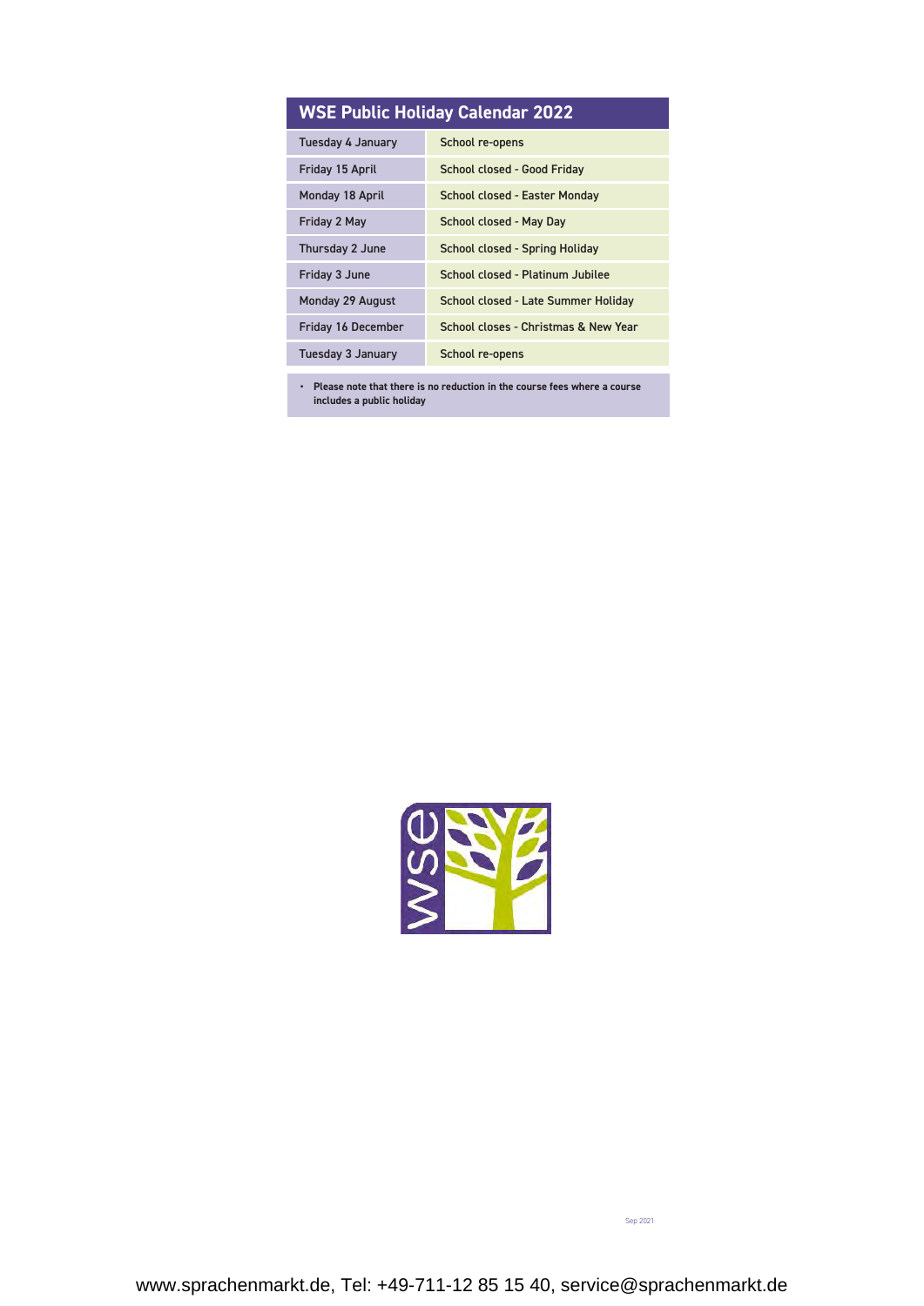## WSE Public Holiday Calendar 2022

| | |
|---|---|
| Tuesday 4 January | School re-opens |
| Friday 15 April | School closed - Good Friday |
| Monday 18 April | School closed - Easter Monday |
| Friday 2 May | School closed - May Day |
| Thursday 2 June | School closed - Spring Holiday |
| Friday 3 June | School closed - Platinum Jubilee |
| Monday 29 August | School closed - Late Summer Holiday |
| Friday 16 December | School closes - Christmas & New Year |
| Tuesday 3 January | School re-opens |

- **Please note that there is no reduction in the course fees where a course includes a public holiday**

Sep 2021

www.sprachenmarkt.de, Tel: +49-711-12 85 15 40, service@sprachenmarkt.de